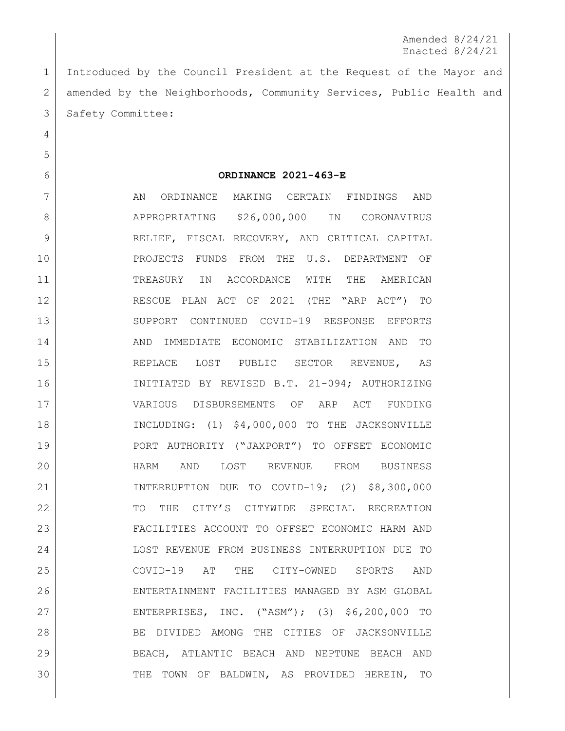Amended 8/24/21
Enacted 8/24/21

Introduced by the Council President at the Request of the Mayor and amended by the Neighborhoods, Community Services, Public Health and Safety Committee:

**ORDINANCE 2021-463-E**

AN ORDINANCE MAKING CERTAIN FINDINGS AND APPROPRIATING $26,000,000 IN CORONAVIRUS RELIEF, FISCAL RECOVERY, AND CRITICAL CAPITAL PROJECTS FUNDS FROM THE U.S. DEPARTMENT OF TREASURY IN ACCORDANCE WITH THE AMERICAN RESCUE PLAN ACT OF 2021 (THE "ARP ACT") TO SUPPORT CONTINUED COVID-19 RESPONSE EFFORTS AND IMMEDIATE ECONOMIC STABILIZATION AND TO REPLACE LOST PUBLIC SECTOR REVENUE, AS INITIATED BY REVISED B.T. 21-094; AUTHORIZING VARIOUS DISBURSEMENTS OF ARP ACT FUNDING INCLUDING: (1) $4,000,000 TO THE JACKSONVILLE PORT AUTHORITY ("JAXPORT") TO OFFSET ECONOMIC HARM AND LOST REVENUE FROM BUSINESS INTERRUPTION DUE TO COVID-19; (2) $8,300,000 TO THE CITY'S CITYWIDE SPECIAL RECREATION FACILITIES ACCOUNT TO OFFSET ECONOMIC HARM AND LOST REVENUE FROM BUSINESS INTERRUPTION DUE TO COVID-19 AT THE CITY-OWNED SPORTS AND ENTERTAINMENT FACILITIES MANAGED BY ASM GLOBAL ENTERPRISES, INC. ("ASM"); (3) $6,200,000 TO BE DIVIDED AMONG THE CITIES OF JACKSONVILLE BEACH, ATLANTIC BEACH AND NEPTUNE BEACH AND THE TOWN OF BALDWIN, AS PROVIDED HEREIN, TO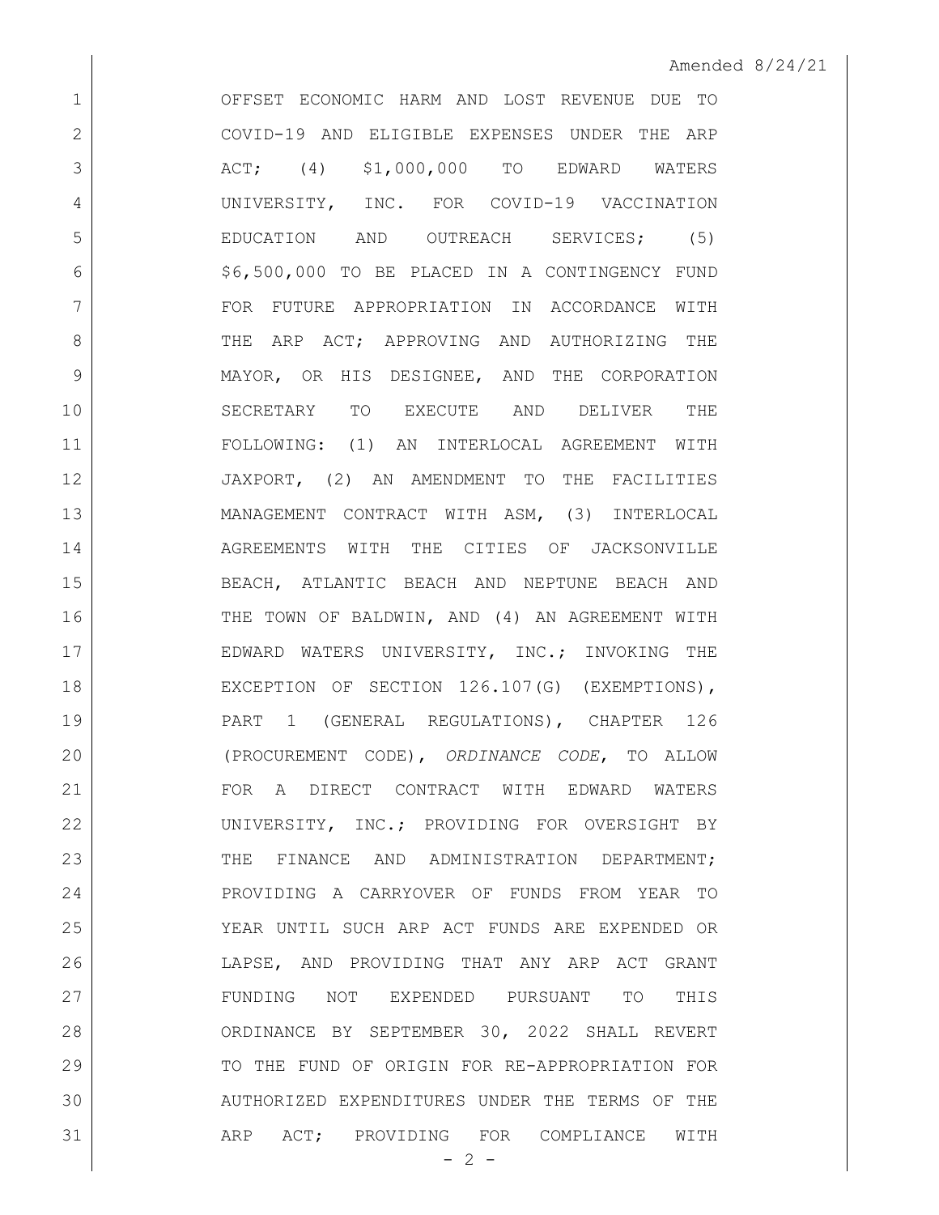OFFSET ECONOMIC HARM AND LOST REVENUE DUE TO COVID-19 AND ELIGIBLE EXPENSES UNDER THE ARP ACT; (4) \$1,000,000 TO EDWARD WATERS UNIVERSITY, INC. FOR COVID-19 VACCINATION EDUCATION AND OUTREACH SERVICES; (5) \$6,500,000 TO BE PLACED IN A CONTINGENCY FUND FOR FUTURE APPROPRIATION IN ACCORDANCE WITH THE ARP ACT; APPROVING AND AUTHORIZING THE MAYOR, OR HIS DESIGNEE, AND THE CORPORATION SECRETARY TO EXECUTE AND DELIVER THE FOLLOWING: (1) AN INTERLOCAL AGREEMENT WITH JAXPORT, (2) AN AMENDMENT TO THE FACILITIES MANAGEMENT CONTRACT WITH ASM, (3) INTERLOCAL AGREEMENTS WITH THE CITIES OF JACKSONVILLE BEACH, ATLANTIC BEACH AND NEPTUNE BEACH AND THE TOWN OF BALDWIN, AND (4) AN AGREEMENT WITH EDWARD WATERS UNIVERSITY, INC.; INVOKING THE EXCEPTION OF SECTION 126.107(G) (EXEMPTIONS), PART 1 (GENERAL REGULATIONS), CHAPTER 126 (PROCUREMENT CODE), *ORDINANCE CODE*, TO ALLOW FOR A DIRECT CONTRACT WITH EDWARD WATERS UNIVERSITY, INC.; PROVIDING FOR OVERSIGHT BY THE FINANCE AND ADMINISTRATION DEPARTMENT; PROVIDING A CARRYOVER OF FUNDS FROM YEAR TO YEAR UNTIL SUCH ARP ACT FUNDS ARE EXPENDED OR LAPSE, AND PROVIDING THAT ANY ARP ACT GRANT FUNDING NOT EXPENDED PURSUANT TO THIS ORDINANCE BY SEPTEMBER 30, 2022 SHALL REVERT TO THE FUND OF ORIGIN FOR RE-APPROPRIATION FOR AUTHORIZED EXPENDITURES UNDER THE TERMS OF THE ARP ACT; PROVIDING FOR COMPLIANCE WITH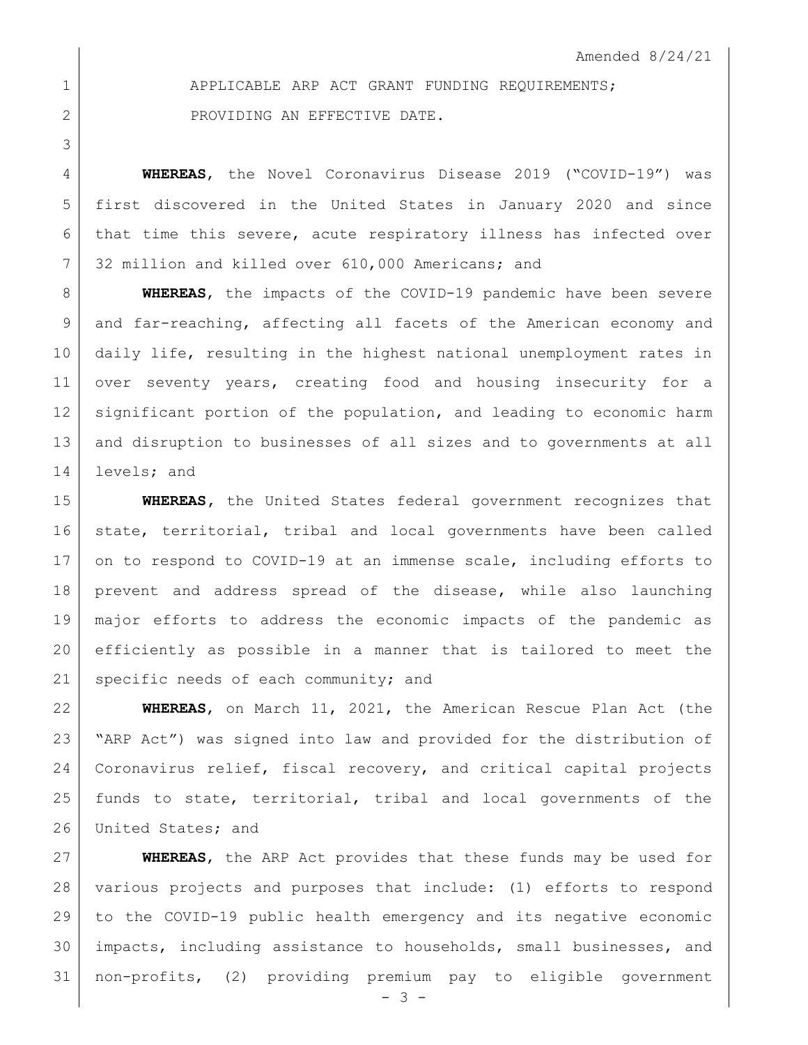Amended 8/24/21

APPLICABLE ARP ACT GRANT FUNDING REQUIREMENTS; PROVIDING AN EFFECTIVE DATE.

**WHEREAS**, the Novel Coronavirus Disease 2019 ("COVID-19") was first discovered in the United States in January 2020 and since that time this severe, acute respiratory illness has infected over 32 million and killed over 610,000 Americans; and

**WHEREAS**, the impacts of the COVID-19 pandemic have been severe and far-reaching, affecting all facets of the American economy and daily life, resulting in the highest national unemployment rates in over seventy years, creating food and housing insecurity for a significant portion of the population, and leading to economic harm and disruption to businesses of all sizes and to governments at all levels; and

**WHEREAS**, the United States federal government recognizes that state, territorial, tribal and local governments have been called on to respond to COVID-19 at an immense scale, including efforts to prevent and address spread of the disease, while also launching major efforts to address the economic impacts of the pandemic as efficiently as possible in a manner that is tailored to meet the specific needs of each community; and

**WHEREAS**, on March 11, 2021, the American Rescue Plan Act (the "ARP Act") was signed into law and provided for the distribution of Coronavirus relief, fiscal recovery, and critical capital projects funds to state, territorial, tribal and local governments of the United States; and

**WHEREAS**, the ARP Act provides that these funds may be used for various projects and purposes that include: (1) efforts to respond to the COVID-19 public health emergency and its negative economic impacts, including assistance to households, small businesses, and non-profits, (2) providing premium pay to eligible government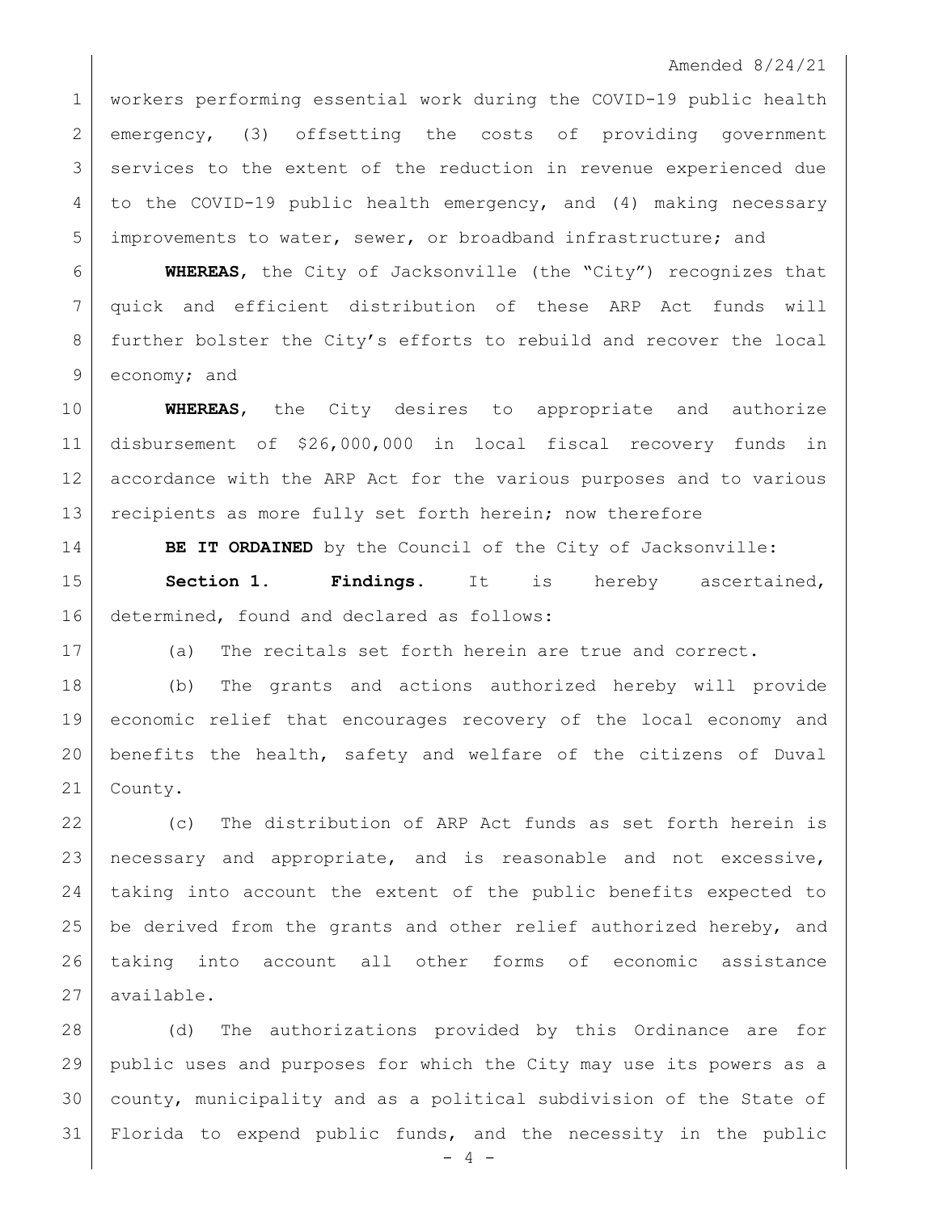workers performing essential work during the COVID-19 public health emergency, (3) offsetting the costs of providing government services to the extent of the reduction in revenue experienced due to the COVID-19 public health emergency, and (4) making necessary improvements to water, sewer, or broadband infrastructure; and

**WHEREAS**, the City of Jacksonville (the "City") recognizes that quick and efficient distribution of these ARP Act funds will further bolster the City's efforts to rebuild and recover the local economy; and

**WHEREAS**, the City desires to appropriate and authorize disbursement of $26,000,000 in local fiscal recovery funds in accordance with the ARP Act for the various purposes and to various recipients as more fully set forth herein; now therefore

**BE IT ORDAINED** by the Council of the City of Jacksonville:

**Section 1. Findings.** It is hereby ascertained, determined, found and declared as follows:

(a) The recitals set forth herein are true and correct.

(b) The grants and actions authorized hereby will provide economic relief that encourages recovery of the local economy and benefits the health, safety and welfare of the citizens of Duval County.

(c) The distribution of ARP Act funds as set forth herein is necessary and appropriate, and is reasonable and not excessive, taking into account the extent of the public benefits expected to be derived from the grants and other relief authorized hereby, and taking into account all other forms of economic assistance available.

(d) The authorizations provided by this Ordinance are for public uses and purposes for which the City may use its powers as a county, municipality and as a political subdivision of the State of Florida to expend public funds, and the necessity in the public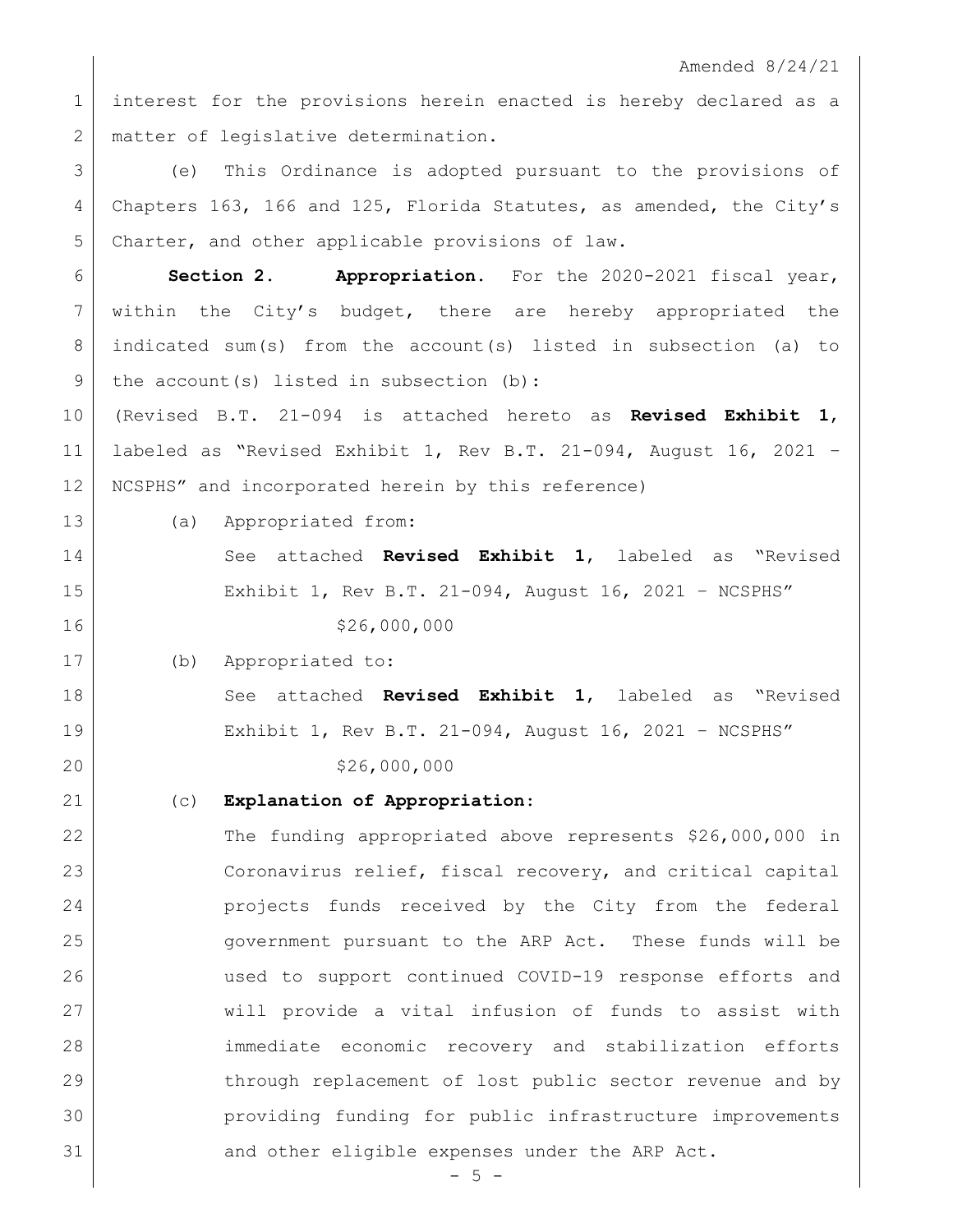interest for the provisions herein enacted is hereby declared as a matter of legislative determination.

(e) This Ordinance is adopted pursuant to the provisions of Chapters 163, 166 and 125, Florida Statutes, as amended, the City's Charter, and other applicable provisions of law.

**Section 2. Appropriation.** For the 2020-2021 fiscal year, within the City's budget, there are hereby appropriated the indicated sum(s) from the account(s) listed in subsection (a) to the account(s) listed in subsection (b):

(Revised B.T. 21-094 is attached hereto as **Revised Exhibit 1**, labeled as "Revised Exhibit 1, Rev B.T. 21-094, August 16, 2021 – NCSPHS" and incorporated herein by this reference)

(a) Appropriated from:

See attached **Revised Exhibit 1**, labeled as "Revised Exhibit 1, Rev B.T. 21-094, August 16, 2021 – NCSPHS"

$26,000,000

(b) Appropriated to:

See attached **Revised Exhibit 1**, labeled as "Revised Exhibit 1, Rev B.T. 21-094, August 16, 2021 – NCSPHS"

$26,000,000

(c) **Explanation of Appropriation:**

The funding appropriated above represents $26,000,000 in Coronavirus relief, fiscal recovery, and critical capital projects funds received by the City from the federal government pursuant to the ARP Act. These funds will be used to support continued COVID-19 response efforts and will provide a vital infusion of funds to assist with immediate economic recovery and stabilization efforts through replacement of lost public sector revenue and by providing funding for public infrastructure improvements and other eligible expenses under the ARP Act.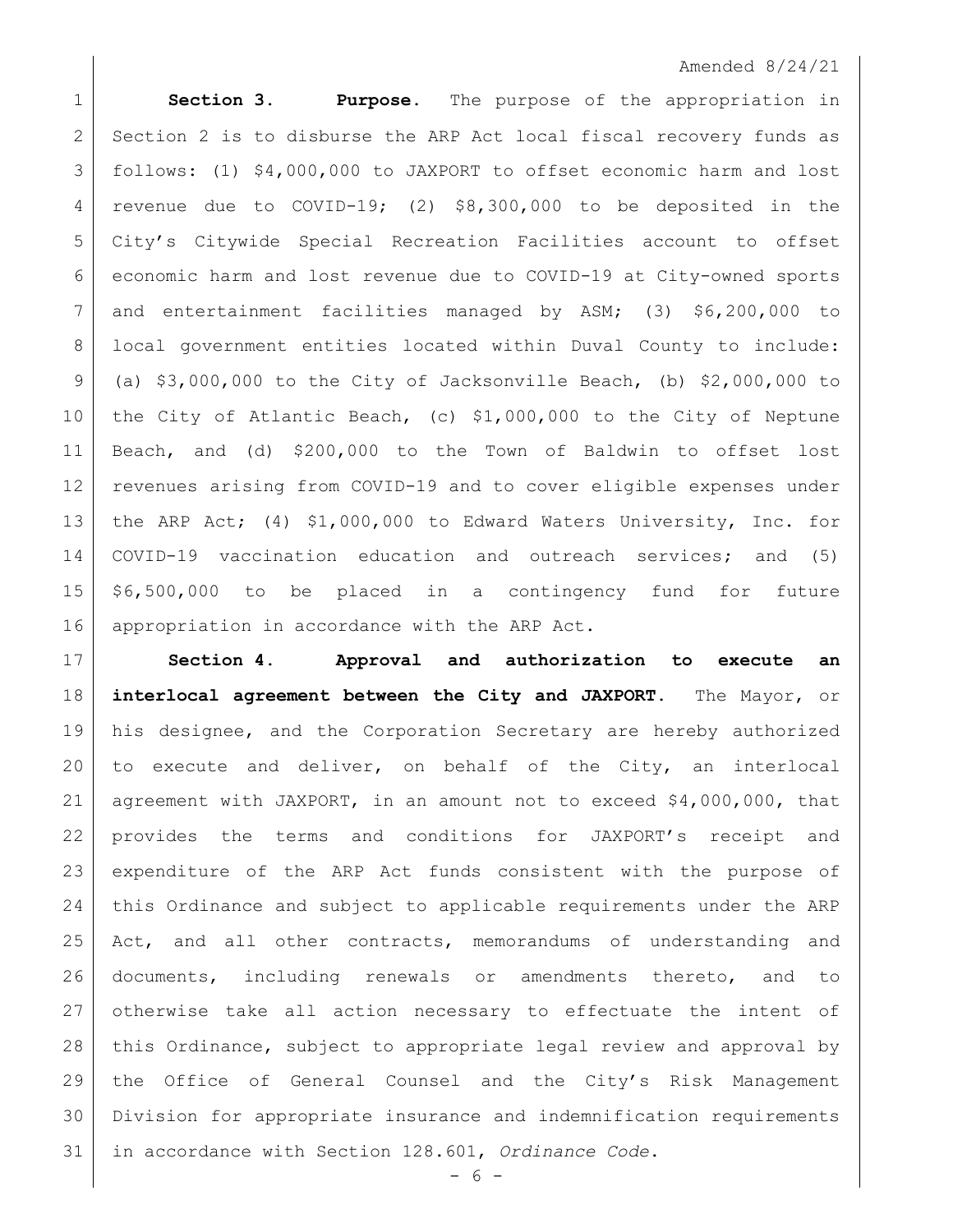**Section 3. Purpose.** The purpose of the appropriation in Section 2 is to disburse the ARP Act local fiscal recovery funds as follows: (1) $4,000,000 to JAXPORT to offset economic harm and lost revenue due to COVID-19; (2) $8,300,000 to be deposited in the City's Citywide Special Recreation Facilities account to offset economic harm and lost revenue due to COVID-19 at City-owned sports and entertainment facilities managed by ASM; (3) $6,200,000 to local government entities located within Duval County to include: (a) $3,000,000 to the City of Jacksonville Beach, (b) $2,000,000 to the City of Atlantic Beach, (c) $1,000,000 to the City of Neptune Beach, and (d) $200,000 to the Town of Baldwin to offset lost revenues arising from COVID-19 and to cover eligible expenses under the ARP Act; (4) $1,000,000 to Edward Waters University, Inc. for COVID-19 vaccination education and outreach services; and (5) $6,500,000 to be placed in a contingency fund for future appropriation in accordance with the ARP Act.

**Section 4. Approval and authorization to execute an interlocal agreement between the City and JAXPORT.** The Mayor, or his designee, and the Corporation Secretary are hereby authorized to execute and deliver, on behalf of the City, an interlocal agreement with JAXPORT, in an amount not to exceed $4,000,000, that provides the terms and conditions for JAXPORT's receipt and expenditure of the ARP Act funds consistent with the purpose of this Ordinance and subject to applicable requirements under the ARP Act, and all other contracts, memorandums of understanding and documents, including renewals or amendments thereto, and to otherwise take all action necessary to effectuate the intent of this Ordinance, subject to appropriate legal review and approval by the Office of General Counsel and the City's Risk Management Division for appropriate insurance and indemnification requirements in accordance with Section 128.601, *Ordinance Code*.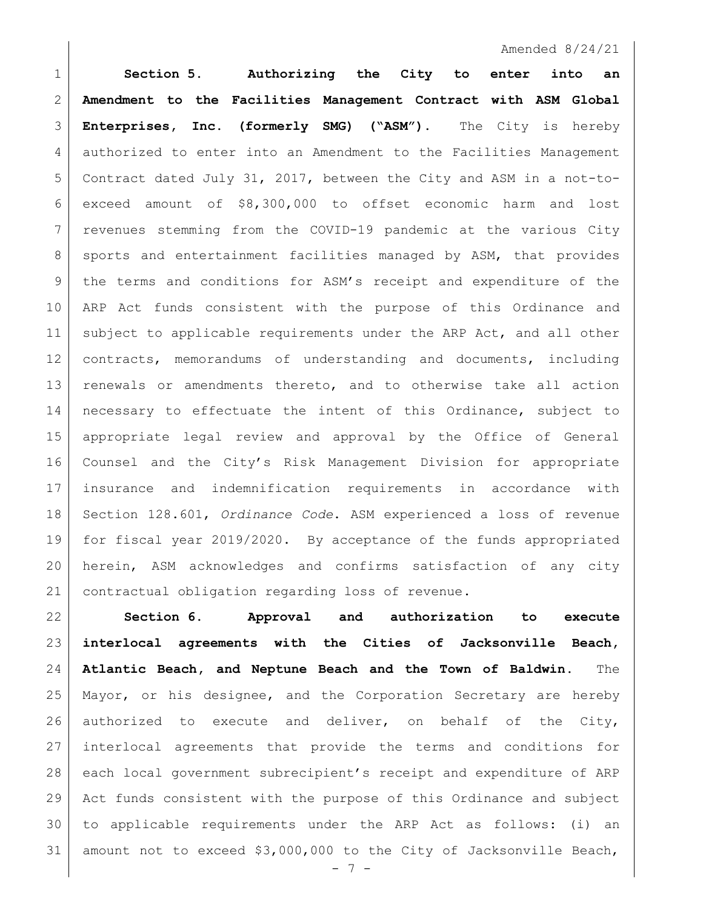**Section 5. Authorizing the City to enter into an Amendment to the Facilities Management Contract with ASM Global Enterprises, Inc. (formerly SMG) ("ASM").** The City is hereby authorized to enter into an Amendment to the Facilities Management Contract dated July 31, 2017, between the City and ASM in a not-to-exceed amount of $8,300,000 to offset economic harm and lost revenues stemming from the COVID-19 pandemic at the various City sports and entertainment facilities managed by ASM, that provides the terms and conditions for ASM's receipt and expenditure of the ARP Act funds consistent with the purpose of this Ordinance and subject to applicable requirements under the ARP Act, and all other contracts, memorandums of understanding and documents, including renewals or amendments thereto, and to otherwise take all action necessary to effectuate the intent of this Ordinance, subject to appropriate legal review and approval by the Office of General Counsel and the City's Risk Management Division for appropriate insurance and indemnification requirements in accordance with Section 128.601, *Ordinance Code*. ASM experienced a loss of revenue for fiscal year 2019/2020. By acceptance of the funds appropriated herein, ASM acknowledges and confirms satisfaction of any city contractual obligation regarding loss of revenue.

**Section 6. Approval and authorization to execute interlocal agreements with the Cities of Jacksonville Beach, Atlantic Beach, and Neptune Beach and the Town of Baldwin.** The Mayor, or his designee, and the Corporation Secretary are hereby authorized to execute and deliver, on behalf of the City, interlocal agreements that provide the terms and conditions for each local government subrecipient's receipt and expenditure of ARP Act funds consistent with the purpose of this Ordinance and subject to applicable requirements under the ARP Act as follows: (i) an amount not to exceed $3,000,000 to the City of Jacksonville Beach,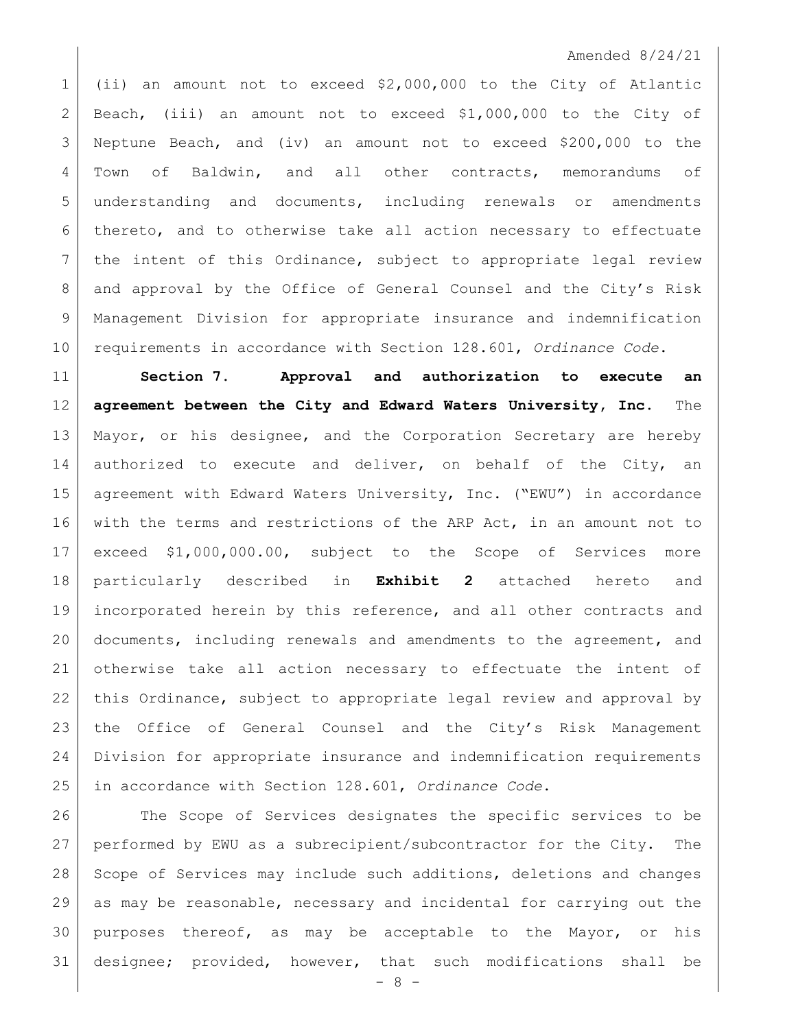(ii) an amount not to exceed $2,000,000 to the City of Atlantic Beach, (iii) an amount not to exceed $1,000,000 to the City of Neptune Beach, and (iv) an amount not to exceed $200,000 to the Town of Baldwin, and all other contracts, memorandums of understanding and documents, including renewals or amendments thereto, and to otherwise take all action necessary to effectuate the intent of this Ordinance, subject to appropriate legal review and approval by the Office of General Counsel and the City's Risk Management Division for appropriate insurance and indemnification requirements in accordance with Section 128.601, *Ordinance Code*.

**Section 7. Approval and authorization to execute an agreement between the City and Edward Waters University, Inc.** The Mayor, or his designee, and the Corporation Secretary are hereby authorized to execute and deliver, on behalf of the City, an agreement with Edward Waters University, Inc. ("EWU") in accordance with the terms and restrictions of the ARP Act, in an amount not to exceed $1,000,000.00, subject to the Scope of Services more particularly described in **Exhibit 2** attached hereto and incorporated herein by this reference, and all other contracts and documents, including renewals and amendments to the agreement, and otherwise take all action necessary to effectuate the intent of this Ordinance, subject to appropriate legal review and approval by the Office of General Counsel and the City's Risk Management Division for appropriate insurance and indemnification requirements in accordance with Section 128.601, *Ordinance Code*.

The Scope of Services designates the specific services to be performed by EWU as a subrecipient/subcontractor for the City. The Scope of Services may include such additions, deletions and changes as may be reasonable, necessary and incidental for carrying out the purposes thereof, as may be acceptable to the Mayor, or his designee; provided, however, that such modifications shall be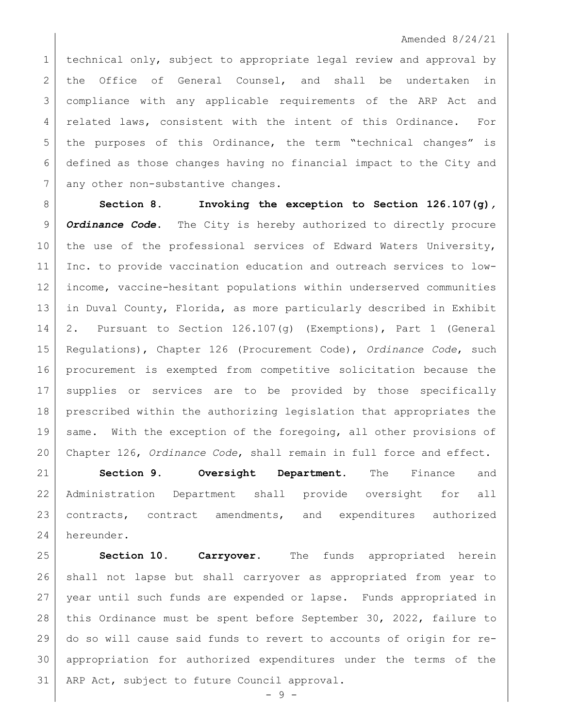technical only, subject to appropriate legal review and approval by the Office of General Counsel, and shall be undertaken in compliance with any applicable requirements of the ARP Act and related laws, consistent with the intent of this Ordinance. For the purposes of this Ordinance, the term "technical changes" is defined as those changes having no financial impact to the City and any other non-substantive changes.

**Section 8. Invoking the exception to Section 126.107(g), *Ordinance Code*.** The City is hereby authorized to directly procure the use of the professional services of Edward Waters University, Inc. to provide vaccination education and outreach services to low-income, vaccine-hesitant populations within underserved communities in Duval County, Florida, as more particularly described in Exhibit 2. Pursuant to Section 126.107(g) (Exemptions), Part 1 (General Regulations), Chapter 126 (Procurement Code), *Ordinance Code*, such procurement is exempted from competitive solicitation because the supplies or services are to be provided by those specifically prescribed within the authorizing legislation that appropriates the same. With the exception of the foregoing, all other provisions of Chapter 126, *Ordinance Code*, shall remain in full force and effect.

**Section 9. Oversight Department.** The Finance and Administration Department shall provide oversight for all contracts, contract amendments, and expenditures authorized hereunder.

**Section 10. Carryover.** The funds appropriated herein shall not lapse but shall carryover as appropriated from year to year until such funds are expended or lapse. Funds appropriated in this Ordinance must be spent before September 30, 2022, failure to do so will cause said funds to revert to accounts of origin for re-appropriation for authorized expenditures under the terms of the ARP Act, subject to future Council approval.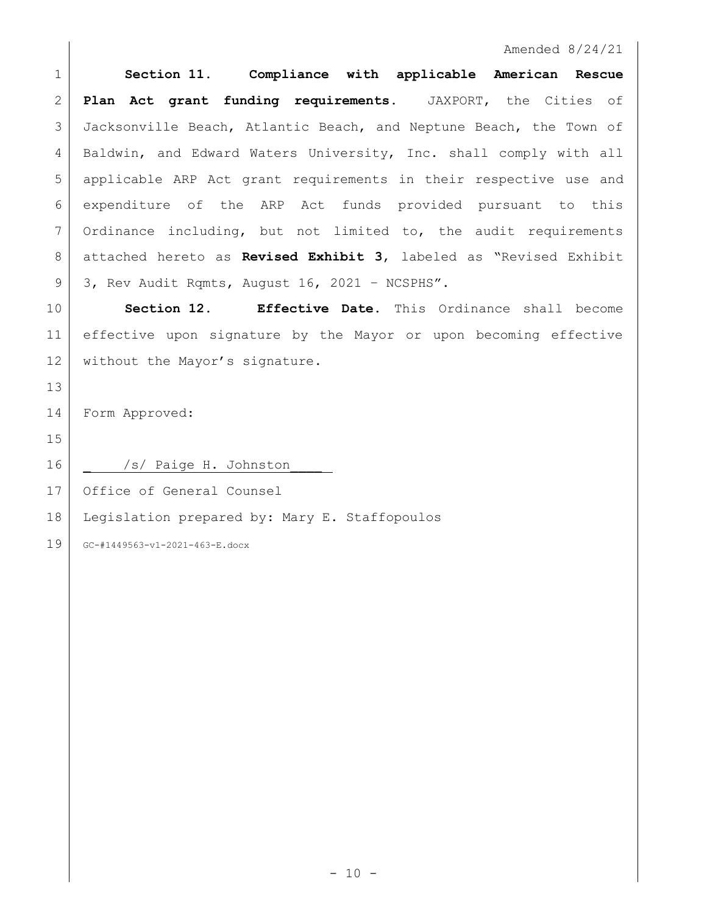Amended 8/24/21

**Section 11. Compliance with applicable American Rescue Plan Act grant funding requirements.** JAXPORT, the Cities of Jacksonville Beach, Atlantic Beach, and Neptune Beach, the Town of Baldwin, and Edward Waters University, Inc. shall comply with all applicable ARP Act grant requirements in their respective use and expenditure of the ARP Act funds provided pursuant to this Ordinance including, but not limited to, the audit requirements attached hereto as **Revised Exhibit 3**, labeled as "Revised Exhibit 3, Rev Audit Rqmts, August 16, 2021 – NCSPHS".

**Section 12. Effective Date.** This Ordinance shall become effective upon signature by the Mayor or upon becoming effective without the Mayor's signature.

Form Approved:

/s/ Paige H. Johnston

Office of General Counsel

Legislation prepared by: Mary E. Staffopoulos

GC-#1449563-v1-2021-463-E.docx